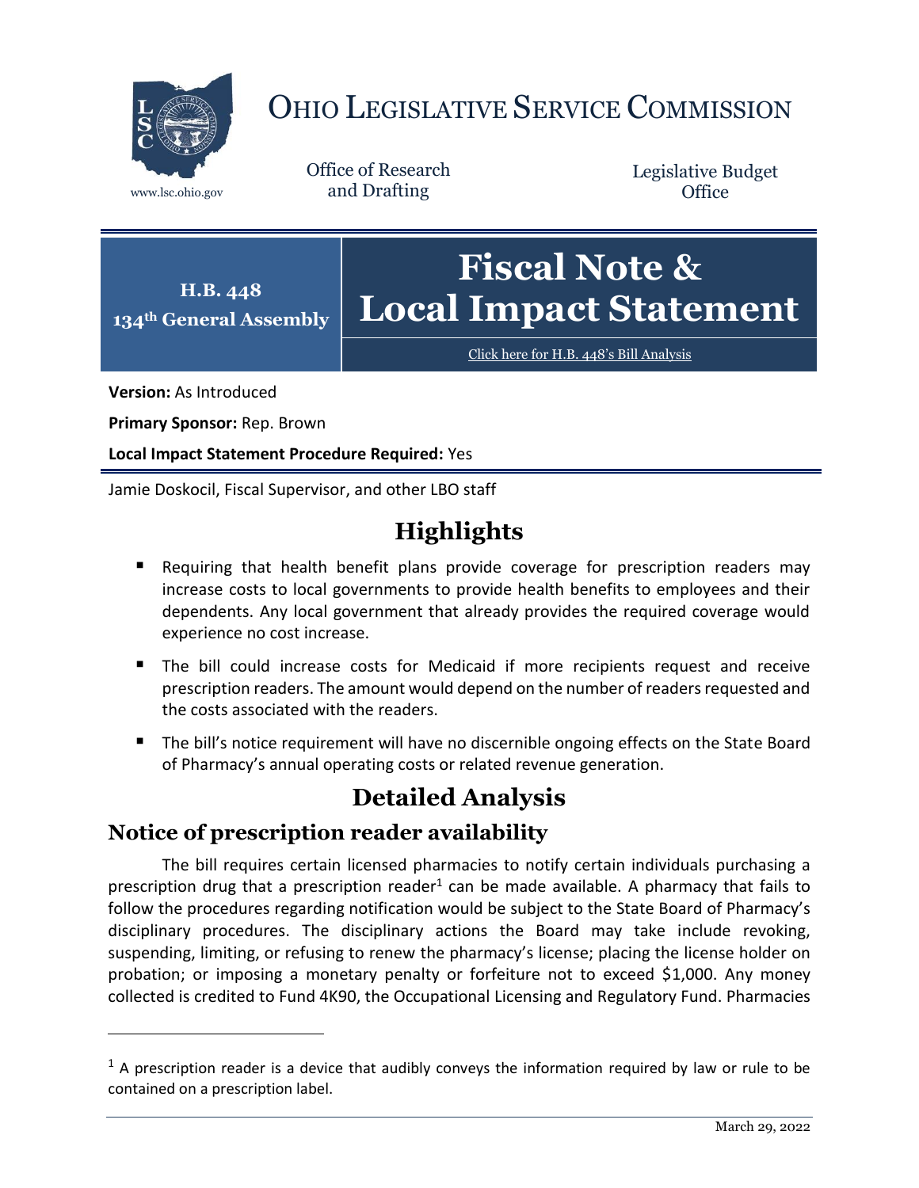# OHIO LEGISLATIVE SERVICE COMMISSION

www.lsc.ohio.gov

Office of Research and Drafting

Legislative Budget Office

**H.B. 448**
**134th General Assembly**

# Fiscal Note & Local Impact Statement

[Click here for H.B. 448's Bill Analysis](#)

**Version:** As Introduced

**Primary Sponsor:** Rep. Brown

**Local Impact Statement Procedure Required:** Yes

Jamie Doskocil, Fiscal Supervisor, and other LBO staff

## Highlights

- Requiring that health benefit plans provide coverage for prescription readers may increase costs to local governments to provide health benefits to employees and their dependents. Any local government that already provides the required coverage would experience no cost increase.
- The bill could increase costs for Medicaid if more recipients request and receive prescription readers. The amount would depend on the number of readers requested and the costs associated with the readers.
- The bill's notice requirement will have no discernible ongoing effects on the State Board of Pharmacy's annual operating costs or related revenue generation.

## Detailed Analysis

### Notice of prescription reader availability

The bill requires certain licensed pharmacies to notify certain individuals purchasing a prescription drug that a prescription reader[1] can be made available. A pharmacy that fails to follow the procedures regarding notification would be subject to the State Board of Pharmacy's disciplinary procedures. The disciplinary actions the Board may take include revoking, suspending, limiting, or refusing to renew the pharmacy's license; placing the license holder on probation; or imposing a monetary penalty or forfeiture not to exceed $1,000. Any money collected is credited to Fund 4K90, the Occupational Licensing and Regulatory Fund. Pharmacies

[1] A prescription reader is a device that audibly conveys the information required by law or rule to be contained on a prescription label.

March 29, 2022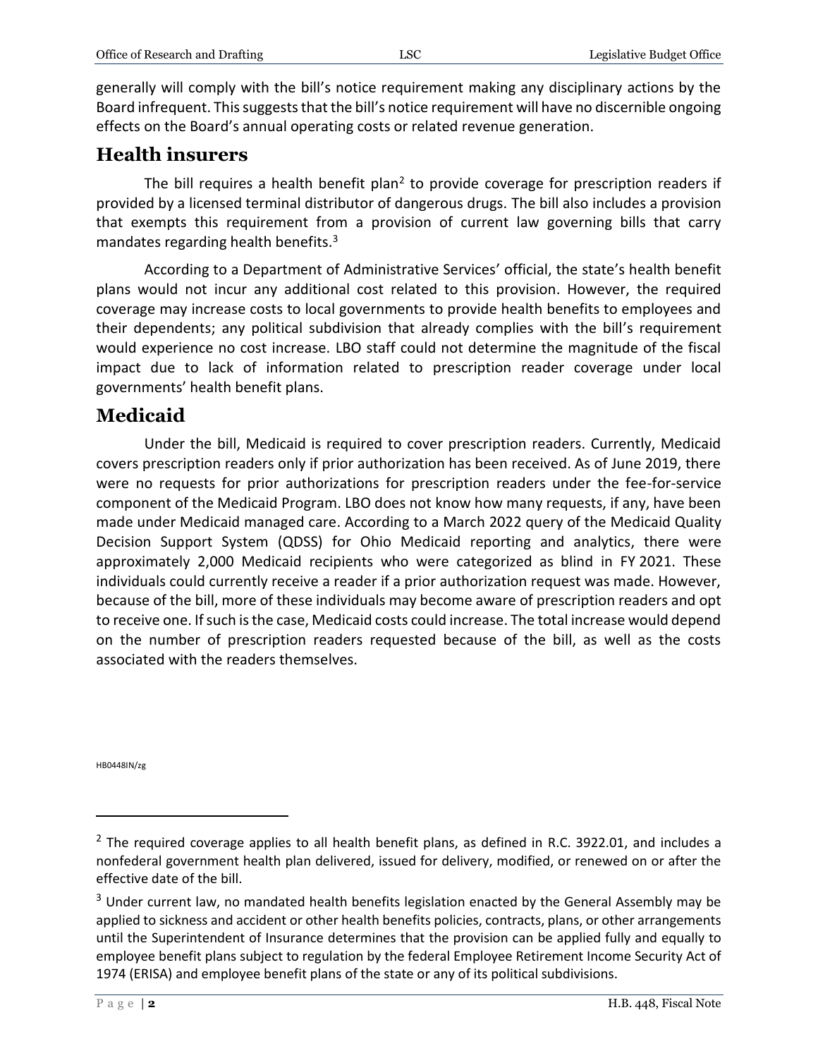generally will comply with the bill's notice requirement making any disciplinary actions by the Board infrequent. This suggests that the bill's notice requirement will have no discernible ongoing effects on the Board's annual operating costs or related revenue generation.

## Health insurers

The bill requires a health benefit plan[2] to provide coverage for prescription readers if provided by a licensed terminal distributor of dangerous drugs. The bill also includes a provision that exempts this requirement from a provision of current law governing bills that carry mandates regarding health benefits.[3]

According to a Department of Administrative Services' official, the state's health benefit plans would not incur any additional cost related to this provision. However, the required coverage may increase costs to local governments to provide health benefits to employees and their dependents; any political subdivision that already complies with the bill's requirement would experience no cost increase. LBO staff could not determine the magnitude of the fiscal impact due to lack of information related to prescription reader coverage under local governments' health benefit plans.

## Medicaid

Under the bill, Medicaid is required to cover prescription readers. Currently, Medicaid covers prescription readers only if prior authorization has been received. As of June 2019, there were no requests for prior authorizations for prescription readers under the fee-for-service component of the Medicaid Program. LBO does not know how many requests, if any, have been made under Medicaid managed care. According to a March 2022 query of the Medicaid Quality Decision Support System (QDSS) for Ohio Medicaid reporting and analytics, there were approximately 2,000 Medicaid recipients who were categorized as blind in FY 2021. These individuals could currently receive a reader if a prior authorization request was made. However, because of the bill, more of these individuals may become aware of prescription readers and opt to receive one. If such is the case, Medicaid costs could increase. The total increase would depend on the number of prescription readers requested because of the bill, as well as the costs associated with the readers themselves.

HB0448IN/zg

---

[2] The required coverage applies to all health benefit plans, as defined in R.C. 3922.01, and includes a nonfederal government health plan delivered, issued for delivery, modified, or renewed on or after the effective date of the bill.

[3] Under current law, no mandated health benefits legislation enacted by the General Assembly may be applied to sickness and accident or other health benefits policies, contracts, plans, or other arrangements until the Superintendent of Insurance determines that the provision can be applied fully and equally to employee benefit plans subject to regulation by the federal Employee Retirement Income Security Act of 1974 (ERISA) and employee benefit plans of the state or any of its political subdivisions.